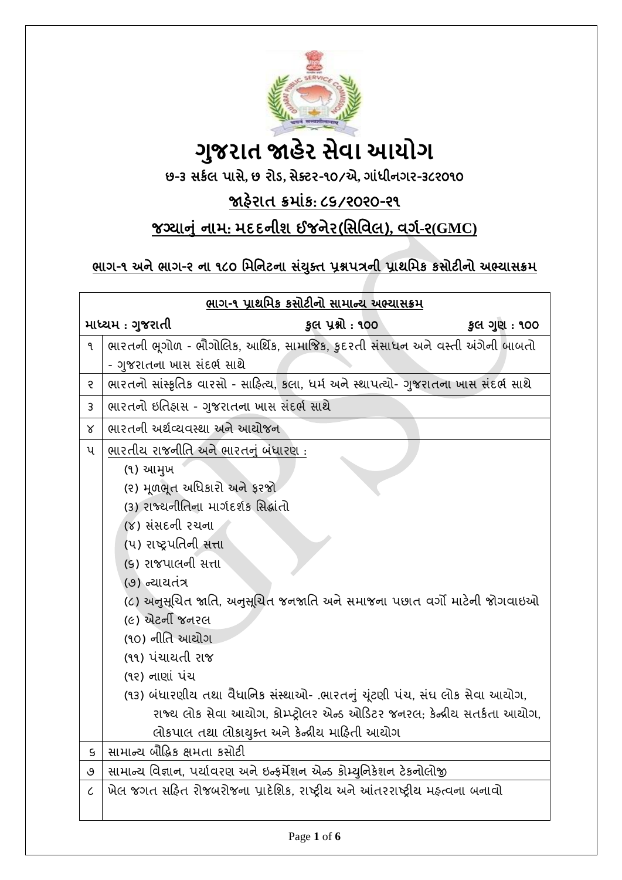# ગુજરાત જાહેર સેવા આયોગ

**છ-૩ સર્કલ પાસે, છ રોડ, સેક્ટર-૧૦/એ, ગાંધીનગર-૩૮૨૦૧૦**

## જાહેરાત ક્રમાંક: ૮૬/૨૦૨૦-૨૧

## જગ્યાનું નામ: મદદનીશ ઈજનેર(સિવિલ), વર્ગ-૨(GMC)

### ભાગ-૧ અને ભાગ-૨ ના ૧૮૦ મિનિટના સંયુક્ત પ્રશ્નપત્રની પ્રાથમિક કસોટીનો અભ્યાસક્રમ

| ભાગ-૧ પ્રાથમિક કસોટીનો સામાન્ય અભ્યાસક્રમ | |
|---|---|
| **માધ્યમ : ગુજરાતી** | **કુલ પ્રશ્નો : ૧૦૦ &nbsp;&nbsp; કુલ ગુણ : ૧૦૦** |
| ૧ | ભારતની ભૂગોળ - ભૌગોલિક, આર્થિક, સામાજિક, કુદરતી સંસાધન અને વસ્તી અંગેની બાબતો - ગુજરાતના ખાસ સંદર્ભ સાથે |
| ૨ | ભારતનો સાંસ્કૃતિક વારસો - સાહિત્ય, કલા, ધર્મ અને સ્થાપત્યો- ગુજરાતના ખાસ સંદર્ભ સાથે |
| ૩ | ભારતનો ઇતિહાસ - ગુજરાતના ખાસ સંદર્ભ સાથે |
| ૪ | ભારતની અર્થવ્યવસ્થા અને આયોજન |
| ૫ | ભારતીય રાજનીતિ અને ભારતનું બંધારણ :<br>(૧) આમુખ<br>(૨) મૂળભૂત અધિકારો અને ફરજો<br>(૩) રાજ્યનીતિના માર્ગદર્શક સિદ્ધાંતો<br>(૪) સંસદની રચના<br>(૫) રાષ્ટ્રપતિની સત્તા<br>(૬) રાજપાલની સત્તા<br>(૭) ન્યાયતંત્ર<br>(૮) અનુસૂચિત જાતિ, અનુસૂચિત જનજાતિ અને સમાજના પછાત વર્ગો માટેની જોગવાઇઓ<br>(૯) એટર્ની જનરલ<br>(૧૦) નીતિ આયોગ<br>(૧૧) પંચાયતી રાજ<br>(૧૨) નાણાં પંચ<br>(૧૩) બંધારણીય તથા વૈધાનિક સંસ્થાઓ- .ભારતનું ચૂંટણી પંચ, સંઘ લોક સેવા આયોગ, રાજ્ય લોક સેવા આયોગ, કોમ્પ્ટ્રોલર એન્ડ ઓડિટર જનરલ; કેન્દ્રીય સતર્કતા આયોગ, લોકપાલ તથા લોકાયુક્ત અને કેન્દ્રીય માહિતી આયોગ |
| ૬ | સામાન્ય બૌદ્ધિક ક્ષમતા કસોટી |
| ૭ | સામાન્ય વિજ્ઞાન, પર્યાવરણ અને ઇન્ફર્મેશન એન્ડ કોમ્યુનિકેશન ટેકનોલોજી |
| ૮ | ખેલ જગત સહિત રોજબરોજના પ્રાદેશિક, રાષ્ટ્રીય અને આંતરરાષ્ટ્રીય મહત્વના બનાવો |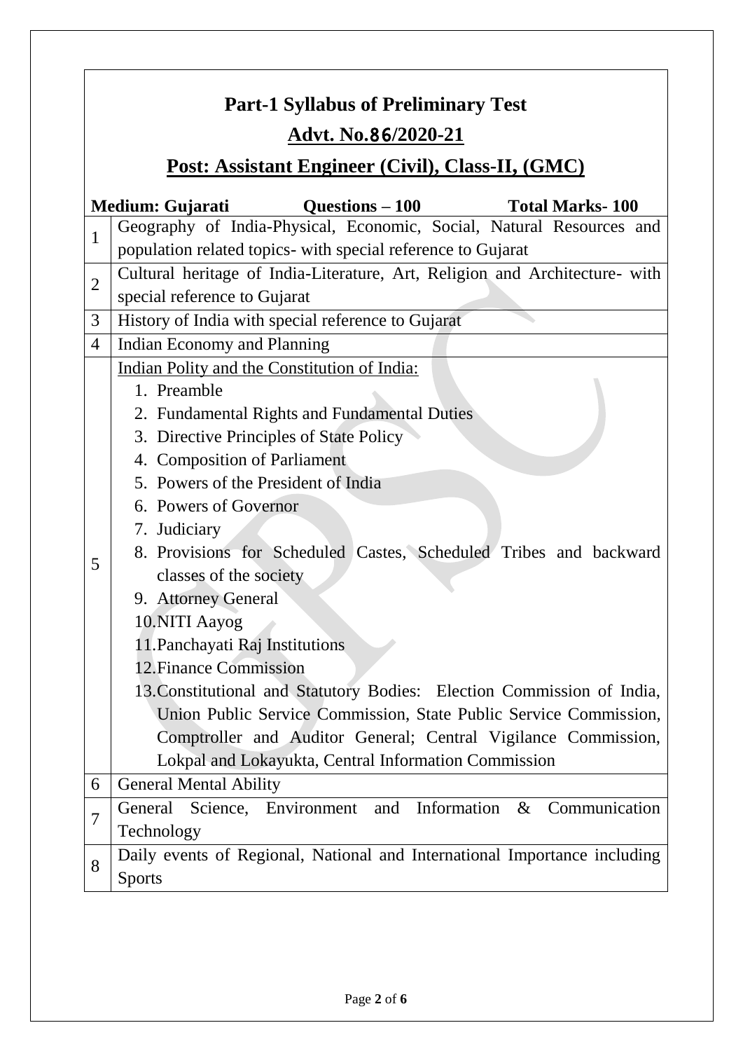# Part-1 Syllabus of Preliminary Test

## Advt. No.86/2020-21

## Post: Assistant Engineer (Civil), Class-II, (GMC)

**Medium: Gujarati** **Questions – 100** **Total Marks- 100**

| | |
|---|---|
| 1 | Geography of India-Physical, Economic, Social, Natural Resources and population related topics- with special reference to Gujarat |
| 2 | Cultural heritage of India-Literature, Art, Religion and Architecture- with special reference to Gujarat |
| 3 | History of India with special reference to Gujarat |
| 4 | Indian Economy and Planning |
| 5 | Indian Polity and the Constitution of India:<br>1. Preamble<br>2. Fundamental Rights and Fundamental Duties<br>3. Directive Principles of State Policy<br>4. Composition of Parliament<br>5. Powers of the President of India<br>6. Powers of Governor<br>7. Judiciary<br>8. Provisions for Scheduled Castes, Scheduled Tribes and backward classes of the society<br>9. Attorney General<br>10. NITI Aayog<br>11. Panchayati Raj Institutions<br>12. Finance Commission<br>13. Constitutional and Statutory Bodies: Election Commission of India, Union Public Service Commission, State Public Service Commission, Comptroller and Auditor General; Central Vigilance Commission, Lokpal and Lokayukta, Central Information Commission |
| 6 | General Mental Ability |
| 7 | General Science, Environment and Information & Communication Technology |
| 8 | Daily events of Regional, National and International Importance including Sports |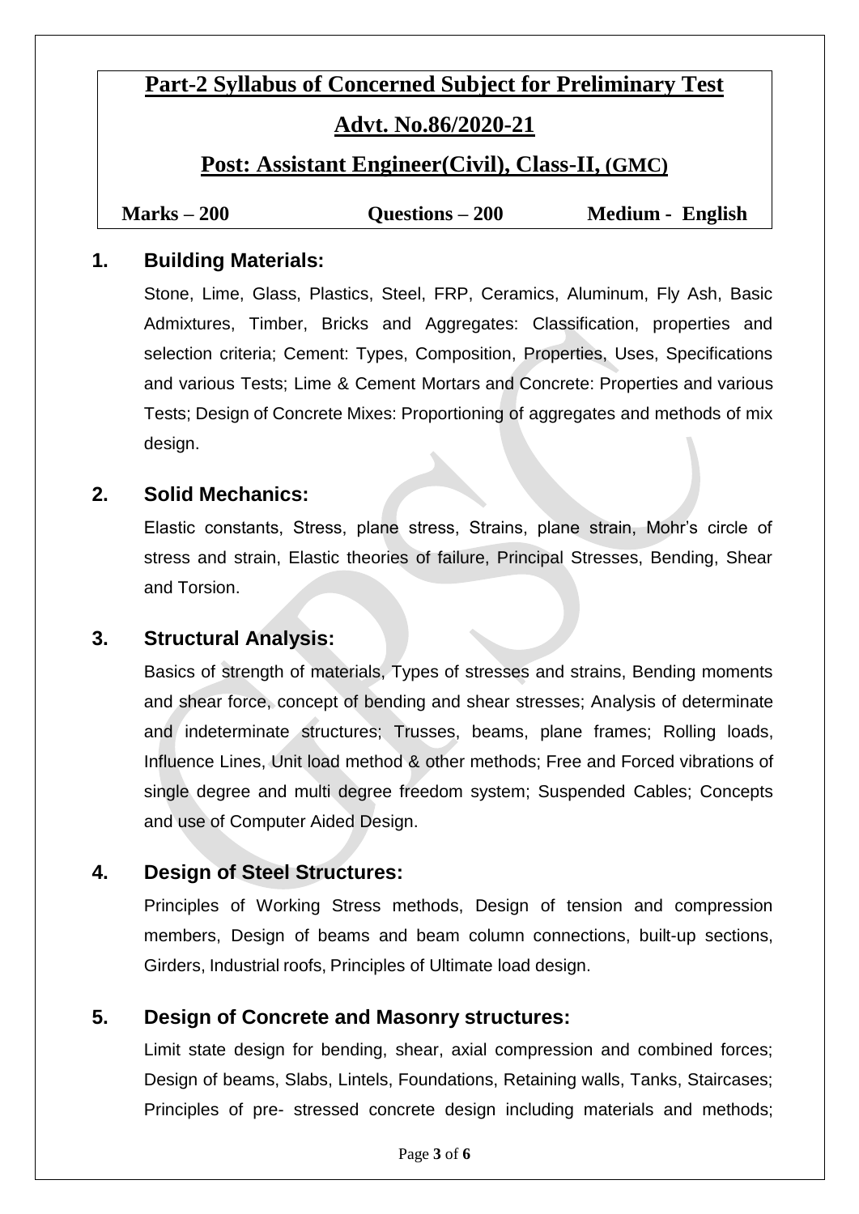# Part-2 Syllabus of Concerned Subject for Preliminary Test

## Advt. No.86/2020-21

## Post: Assistant Engineer(Civil), Class-II, (GMC)

**Marks – 200** **Questions – 200** **Medium - English**

### 1. Building Materials:

Stone, Lime, Glass, Plastics, Steel, FRP, Ceramics, Aluminum, Fly Ash, Basic Admixtures, Timber, Bricks and Aggregates: Classification, properties and selection criteria; Cement: Types, Composition, Properties, Uses, Specifications and various Tests; Lime & Cement Mortars and Concrete: Properties and various Tests; Design of Concrete Mixes: Proportioning of aggregates and methods of mix design.

### 2. Solid Mechanics:

Elastic constants, Stress, plane stress, Strains, plane strain, Mohr's circle of stress and strain, Elastic theories of failure, Principal Stresses, Bending, Shear and Torsion.

### 3. Structural Analysis:

Basics of strength of materials, Types of stresses and strains, Bending moments and shear force, concept of bending and shear stresses; Analysis of determinate and indeterminate structures; Trusses, beams, plane frames; Rolling loads, Influence Lines, Unit load method & other methods; Free and Forced vibrations of single degree and multi degree freedom system; Suspended Cables; Concepts and use of Computer Aided Design.

### 4. Design of Steel Structures:

Principles of Working Stress methods, Design of tension and compression members, Design of beams and beam column connections, built-up sections, Girders, Industrial roofs, Principles of Ultimate load design.

### 5. Design of Concrete and Masonry structures:

Limit state design for bending, shear, axial compression and combined forces; Design of beams, Slabs, Lintels, Foundations, Retaining walls, Tanks, Staircases; Principles of pre- stressed concrete design including materials and methods;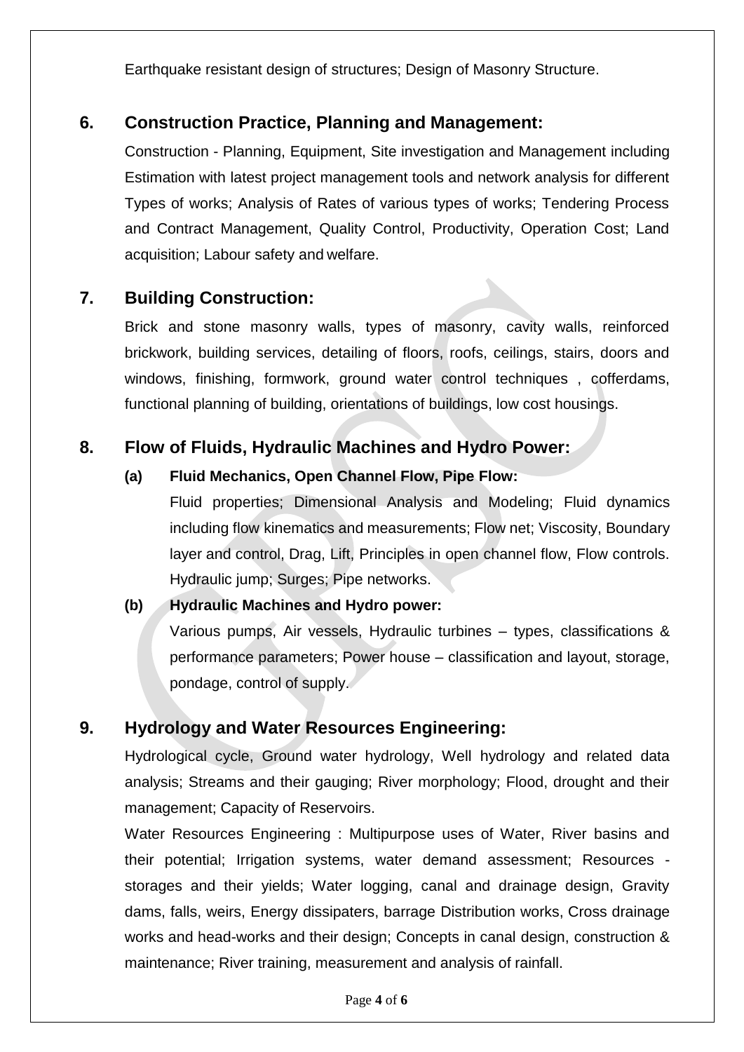Earthquake resistant design of structures; Design of Masonry Structure.

## 6. Construction Practice, Planning and Management:

Construction - Planning, Equipment, Site investigation and Management including Estimation with latest project management tools and network analysis for different Types of works; Analysis of Rates of various types of works; Tendering Process and Contract Management, Quality Control, Productivity, Operation Cost; Land acquisition; Labour safety and welfare.

## 7. Building Construction:

Brick and stone masonry walls, types of masonry, cavity walls, reinforced brickwork, building services, detailing of floors, roofs, ceilings, stairs, doors and windows, finishing, formwork, ground water control techniques , cofferdams, functional planning of building, orientations of buildings, low cost housings.

## 8. Flow of Fluids, Hydraulic Machines and Hydro Power:

### (a) Fluid Mechanics, Open Channel Flow, Pipe Flow:

Fluid properties; Dimensional Analysis and Modeling; Fluid dynamics including flow kinematics and measurements; Flow net; Viscosity, Boundary layer and control, Drag, Lift, Principles in open channel flow, Flow controls. Hydraulic jump; Surges; Pipe networks.

### (b) Hydraulic Machines and Hydro power:

Various pumps, Air vessels, Hydraulic turbines – types, classifications & performance parameters; Power house – classification and layout, storage, pondage, control of supply.

## 9. Hydrology and Water Resources Engineering:

Hydrological cycle, Ground water hydrology, Well hydrology and related data analysis; Streams and their gauging; River morphology; Flood, drought and their management; Capacity of Reservoirs.

Water Resources Engineering : Multipurpose uses of Water, River basins and their potential; Irrigation systems, water demand assessment; Resources - storages and their yields; Water logging, canal and drainage design, Gravity dams, falls, weirs, Energy dissipaters, barrage Distribution works, Cross drainage works and head-works and their design; Concepts in canal design, construction & maintenance; River training, measurement and analysis of rainfall.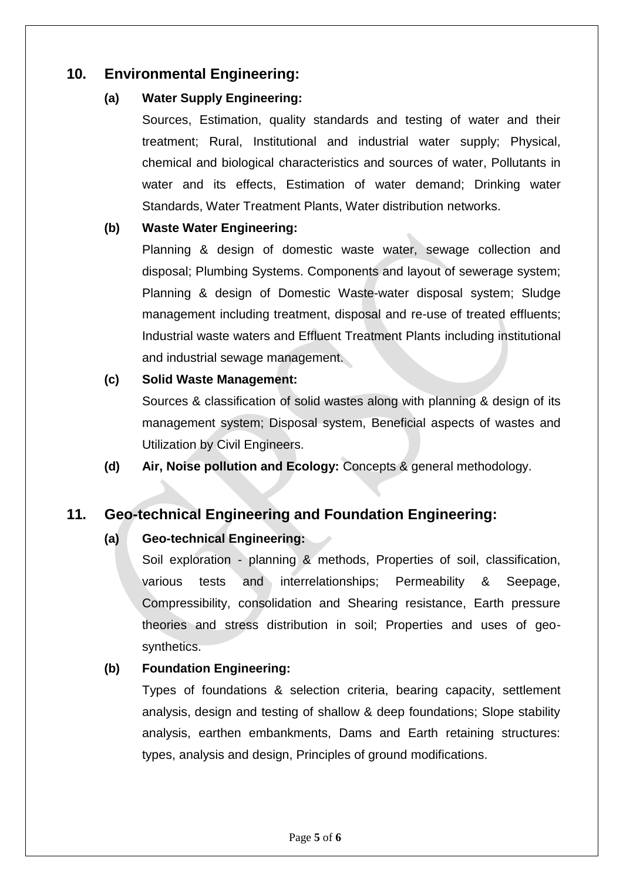## 10. Environmental Engineering:

### (a) Water Supply Engineering:

Sources, Estimation, quality standards and testing of water and their treatment; Rural, Institutional and industrial water supply; Physical, chemical and biological characteristics and sources of water, Pollutants in water and its effects, Estimation of water demand; Drinking water Standards, Water Treatment Plants, Water distribution networks.

### (b) Waste Water Engineering:

Planning & design of domestic waste water, sewage collection and disposal; Plumbing Systems. Components and layout of sewerage system; Planning & design of Domestic Waste-water disposal system; Sludge management including treatment, disposal and re-use of treated effluents; Industrial waste waters and Effluent Treatment Plants including institutional and industrial sewage management.

### (c) Solid Waste Management:

Sources & classification of solid wastes along with planning & design of its management system; Disposal system, Beneficial aspects of wastes and Utilization by Civil Engineers.

### (d) Air, Noise pollution and Ecology:

Concepts & general methodology.

## 11. Geo-technical Engineering and Foundation Engineering:

### (a) Geo-technical Engineering:

Soil exploration - planning & methods, Properties of soil, classification, various tests and interrelationships; Permeability & Seepage, Compressibility, consolidation and Shearing resistance, Earth pressure theories and stress distribution in soil; Properties and uses of geo-synthetics.

### (b) Foundation Engineering:

Types of foundations & selection criteria, bearing capacity, settlement analysis, design and testing of shallow & deep foundations; Slope stability analysis, earthen embankments, Dams and Earth retaining structures: types, analysis and design, Principles of ground modifications.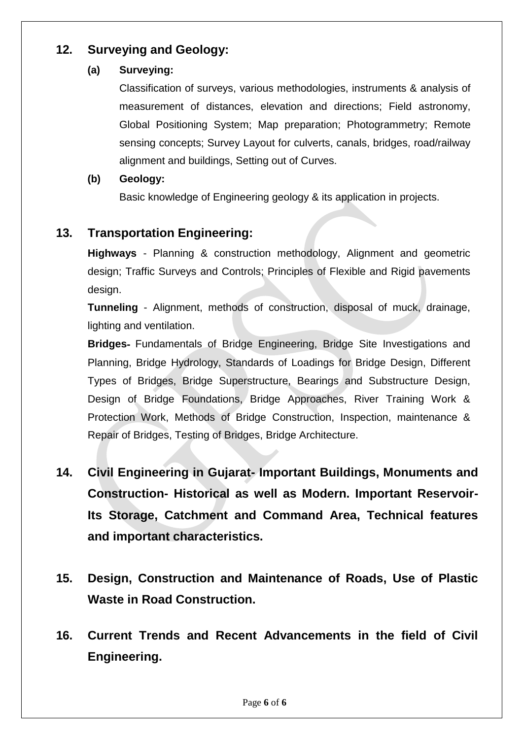## 12. Surveying and Geology:

**(a) Surveying:**

Classification of surveys, various methodologies, instruments & analysis of measurement of distances, elevation and directions; Field astronomy, Global Positioning System; Map preparation; Photogrammetry; Remote sensing concepts; Survey Layout for culverts, canals, bridges, road/railway alignment and buildings, Setting out of Curves.

**(b) Geology:**

Basic knowledge of Engineering geology & its application in projects.

## 13. Transportation Engineering:

**Highways** - Planning & construction methodology, Alignment and geometric design; Traffic Surveys and Controls; Principles of Flexible and Rigid pavements design.

**Tunneling** - Alignment, methods of construction, disposal of muck, drainage, lighting and ventilation.

**Bridges-** Fundamentals of Bridge Engineering, Bridge Site Investigations and Planning, Bridge Hydrology, Standards of Loadings for Bridge Design, Different Types of Bridges, Bridge Superstructure, Bearings and Substructure Design, Design of Bridge Foundations, Bridge Approaches, River Training Work & Protection Work, Methods of Bridge Construction, Inspection, maintenance & Repair of Bridges, Testing of Bridges, Bridge Architecture.

## 14. Civil Engineering in Gujarat- Important Buildings, Monuments and Construction- Historical as well as Modern. Important Reservoir- Its Storage, Catchment and Command Area, Technical features and important characteristics.

## 15. Design, Construction and Maintenance of Roads, Use of Plastic Waste in Road Construction.

## 16. Current Trends and Recent Advancements in the field of Civil Engineering.